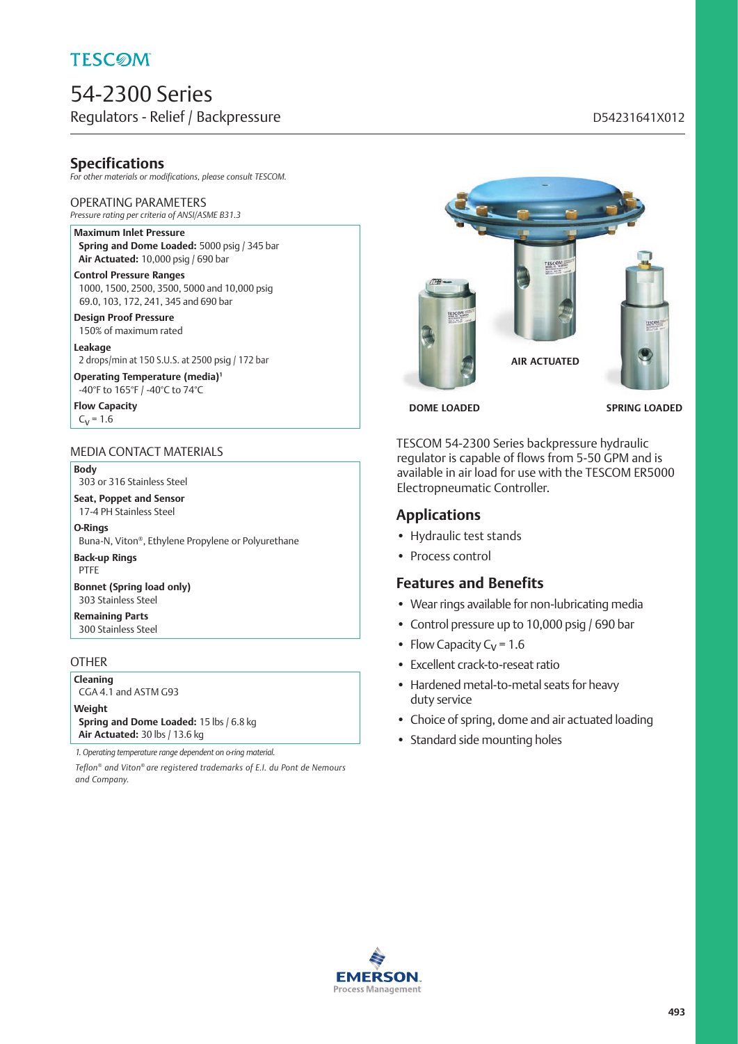# TESCOM

# 54-2300 Series

Regulators - Relief / Backpressure

D54231641X012

## Specifications

*For other materials or modifications, please consult TESCOM.*

### OPERATING PARAMETERS

*Pressure rating per criteria of ANSI/ASME B31.3*

**Maximum Inlet Pressure**
**Spring and Dome Loaded:** 5000 psig / 345 bar
**Air Actuated:** 10,000 psig / 690 bar

**Control Pressure Ranges**
1000, 1500, 2500, 3500, 5000 and 10,000 psig
69.0, 103, 172, 241, 345 and 690 bar

**Design Proof Pressure**
150% of maximum rated

**Leakage**
2 drops/min at 150 S.U.S. at 2500 psig / 172 bar

**Operating Temperature (media)**[1]
-40°F to 165°F / -40°C to 74°C

**Flow Capacity**
$C_V$ = 1.6

### MEDIA CONTACT MATERIALS

**Body**
303 or 316 Stainless Steel

**Seat, Poppet and Sensor**
17-4 PH Stainless Steel

**O-Rings**
Buna-N, Viton®, Ethylene Propylene or Polyurethane

**Back-up Rings**
PTFE

**Bonnet (Spring load only)**
303 Stainless Steel

**Remaining Parts**
300 Stainless Steel

### OTHER

**Cleaning**
CGA 4.1 and ASTM G93

**Weight**
**Spring and Dome Loaded:** 15 lbs / 6.8 kg
**Air Actuated:** 30 lbs / 13.6 kg

*1. Operating temperature range dependent on o-ring material.*

*Teflon® and Viton® are registered trademarks of E.I. du Pont de Nemours and Company.*

DOME LOADED AIR ACTUATED SPRING LOADED

TESCOM 54-2300 Series backpressure hydraulic regulator is capable of flows from 5-50 GPM and is available in air load for use with the TESCOM ER5000 Electropneumatic Controller.

## Applications

- Hydraulic test stands
- Process control

## Features and Benefits

- Wear rings available for non-lubricating media
- Control pressure up to 10,000 psig / 690 bar
- Flow Capacity $C_V$ = 1.6
- Excellent crack-to-reseat ratio
- Hardened metal-to-metal seats for heavy duty service
- Choice of spring, dome and air actuated loading
- Standard side mounting holes

EMERSON. Process Management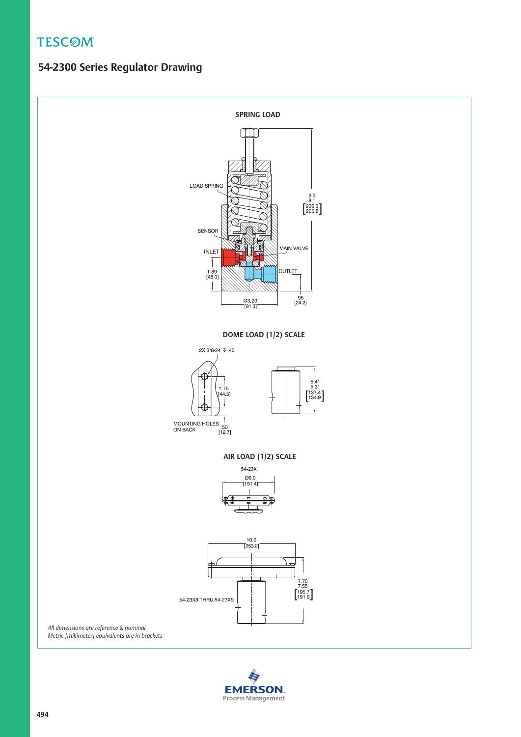# 54-2300 Series Regulator Drawing

### SPRING LOAD

LOAD SPRING

SENSOR

INLET

MAIN VALVE

OUTLET

9.3
8.1
[236.3
205.8]

1.89
[48.0]

Ø3.20
[81.3]

.95
[24.2]

### DOME LOAD (1/2) SCALE

2X 3/8-24 ⊽ .40

1.75
[44.5]

MOUNTING HOLES ON BACK

.50
[12.7]

5.41
5.31
[137.4
134.9]

### AIR LOAD (1/2) SCALE

54-23X1

Ø6.0
[151.4]

10.0
[253.2]

54-23X3 THRU 54-23X9

7.70
7.55
[195.7
191.9]

*All dimensions are reference & nominal*
*Metric [millimeter] equivalents are in brackets*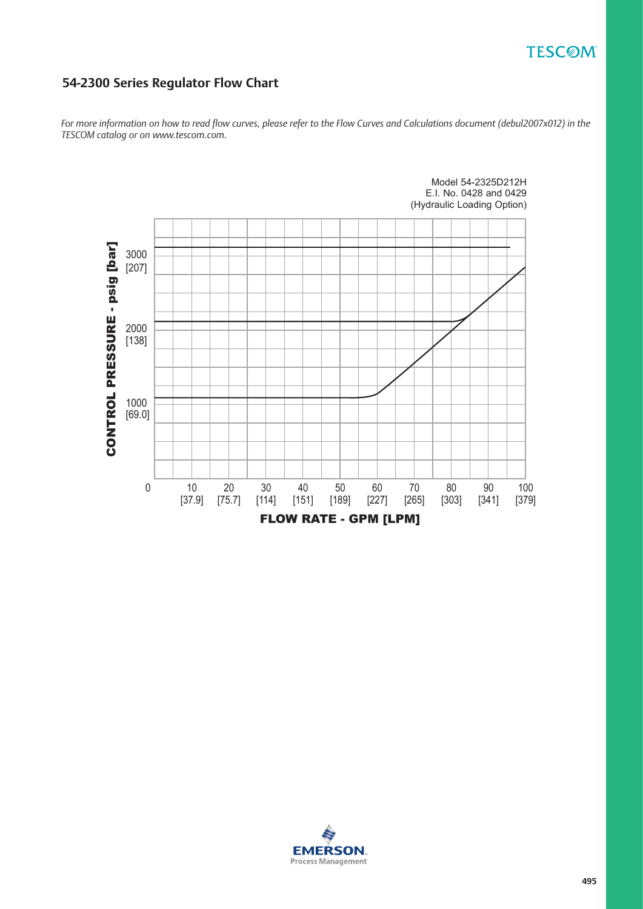## 54-2300 Series Regulator Flow Chart

*For more information on how to read flow curves, please refer to the Flow Curves and Calculations document (debul2007x012) in the TESCOM catalog or on www.tescom.com.*

Model 54-2325D212H
E.I. No. 0428 and 0429
(Hydraulic Loading Option)

CONTROL PRESSURE - psig [bar]

3000 [207]
2000 [138]
1000 [69.0]

0 | 10 [37.9] | 20 [75.7] | 30 [114] | 40 [151] | 50 [189] | 60 [227] | 70 [265] | 80 [303] | 90 [341] | 100 [379]

FLOW RATE - GPM [LPM]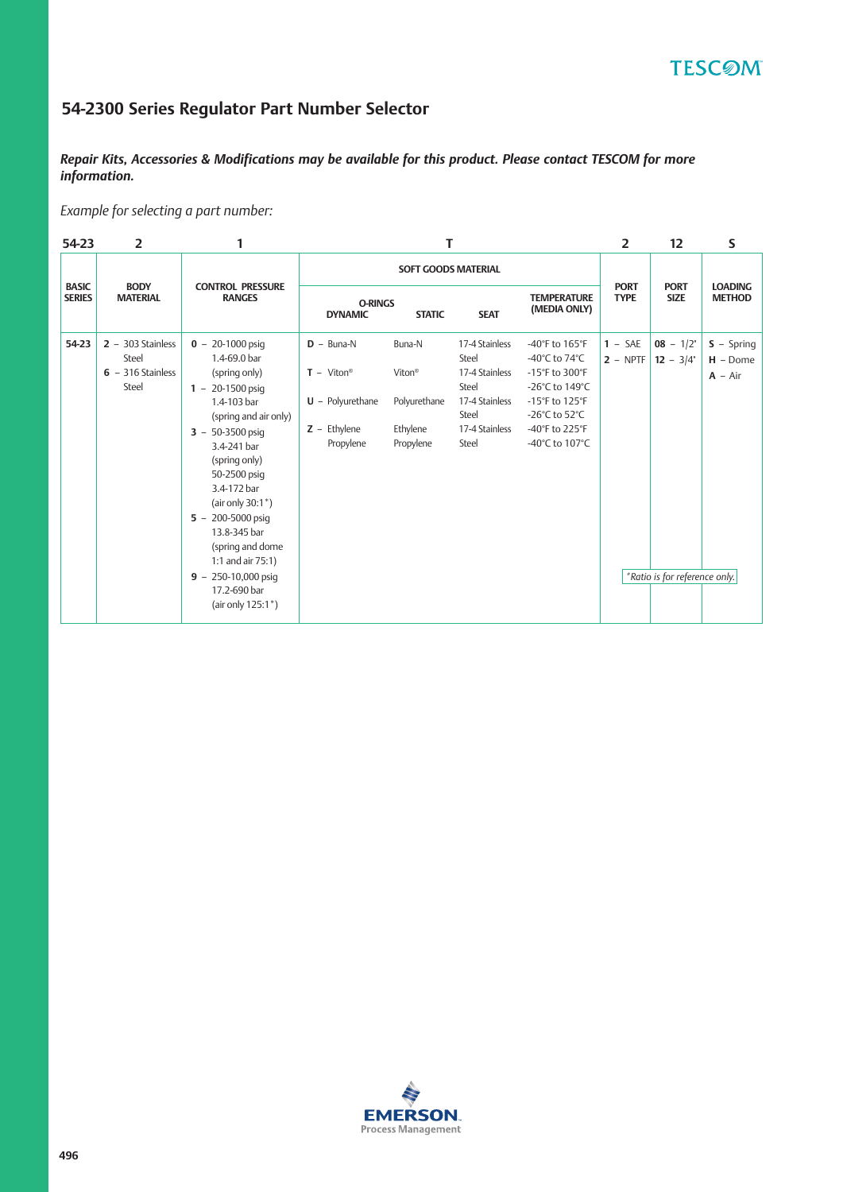## 54-2300 Series Regulator Part Number Selector

***Repair Kits, Accessories & Modifications may be available for this product. Please contact TESCOM for more information.***

*Example for selecting a part number:*

| 54-23 | 2 | 1 | T | | | | 2 | 12 | S |
|---|---|---|---|---|---|---|---|---|---|
| **BASIC SERIES** | **BODY MATERIAL** | **CONTROL PRESSURE RANGES** | **SOFT GOODS MATERIAL** | | | | **PORT TYPE** | **PORT SIZE** | **LOADING METHOD** |
| | | | **O-RINGS DYNAMIC** | **STATIC** | **SEAT** | **TEMPERATURE (MEDIA ONLY)** | | | |
| **54-23** | **2** – 303 Stainless Steel | **0** – 20-1000 psig 1.4-69.0 bar (spring only) | **D** – Buna-N | Buna-N | 17-4 Stainless Steel | -40°F to 165°F -40°C to 74°C | **1** – SAE | **08** – 1/2" | **S** – Spring |
| | **6** – 316 Stainless Steel | **1** – 20-1500 psig 1.4-103 bar (spring and air only) | **T** – Viton® | Viton® | 17-4 Stainless Steel | -15°F to 300°F -26°C to 149°C | **2** – NPTF | **12** – 3/4" | **H** – Dome |
| | | **3** – 50-3500 psig 3.4-241 bar (spring only) 50-2500 psig 3.4-172 bar (air only 30:1*) | **U** – Polyurethane | Polyurethane | 17-4 Stainless Steel | -15°F to 125°F -26°C to 52°C | | | **A** – Air |
| | | **5** – 200-5000 psig 13.8-345 bar (spring and dome 1:1 and air 75:1) | **Z** – Ethylene Propylene | Ethylene Propylene | 17-4 Stainless Steel | -40°F to 225°F -40°C to 107°C | | | |
| | | **9** – 250-10,000 psig 17.2-690 bar (air only 125:1*) | | | | | | | |

*\*Ratio is for reference only.*